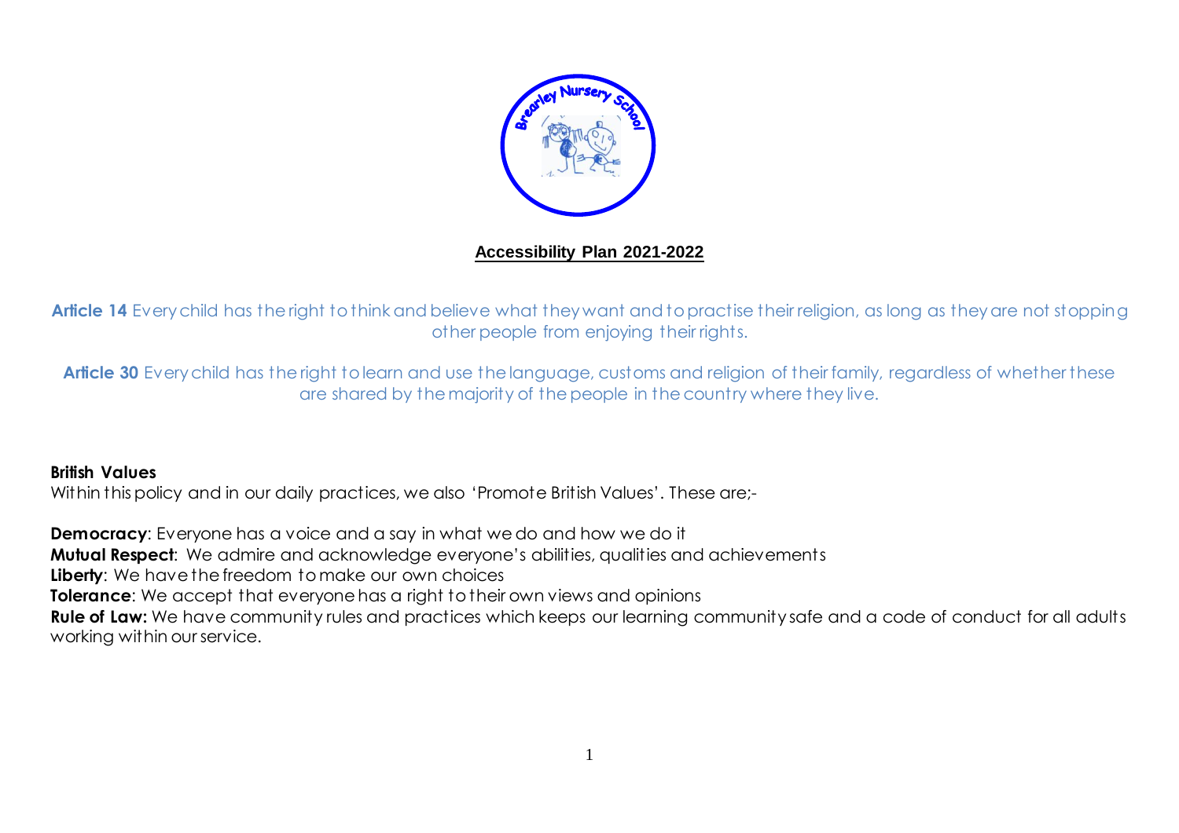# Accessibility Plan 2021-2022

**Article 14** Every child has the right to think and believe what they want and to practise their religion, as long as they are not stopping other people from enjoying their rights.

**Article 30** Every child has the right to learn and use the language, customs and religion of their family, regardless of whether these are shared by the majority of the people in the country where they live.

**British Values**

Within this policy and in our daily practices, we also 'Promote British Values'. These are;-

**Democracy**: Everyone has a voice and a say in what we do and how we do it
**Mutual Respect**: We admire and acknowledge everyone's abilities, qualities and achievements
**Liberty**: We have the freedom to make our own choices
**Tolerance**: We accept that everyone has a right to their own views and opinions
**Rule of Law:** We have community rules and practices which keeps our learning community safe and a code of conduct for all adults working within our service.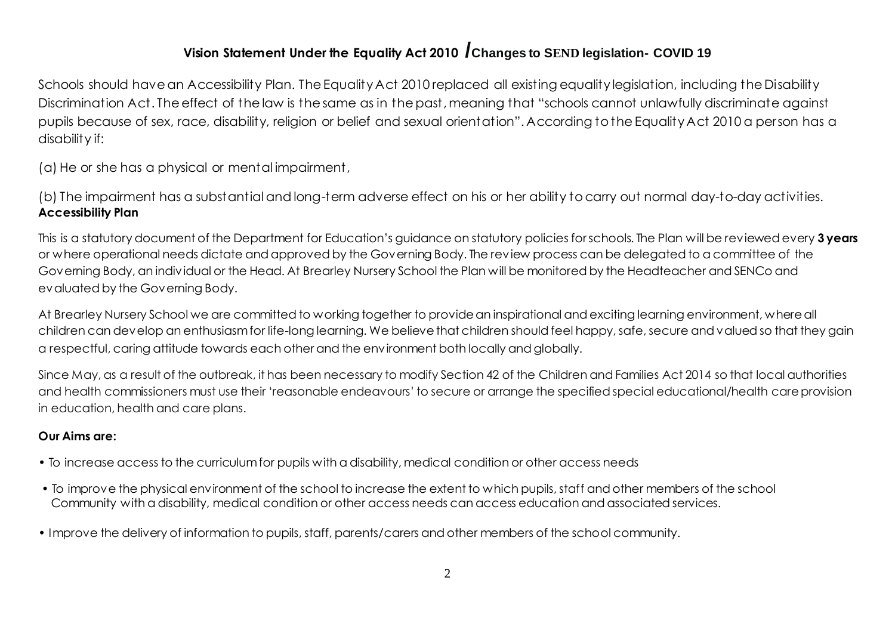## Vision Statement Under the Equality Act 2010 /Changes to SEND legislation- COVID 19

Schools should have an Accessibility Plan. The Equality Act 2010 replaced all existing equality legislation, including the Disability Discrimination Act. The effect of the law is the same as in the past, meaning that "schools cannot unlawfully discriminate against pupils because of sex, race, disability, religion or belief and sexual orientation". According to the Equality Act 2010 a person has a disability if:

(a) He or she has a physical or mental impairment,

(b) The impairment has a substantial and long-term adverse effect on his or her ability to carry out normal day-to-day activities.

**Accessibility Plan**

This is a statutory document of the Department for Education's guidance on statutory policies for schools. The Plan will be reviewed every **3 years** or where operational needs dictate and approved by the Governing Body. The review process can be delegated to a committee of the Governing Body, an individual or the Head. At Brearley Nursery School the Plan will be monitored by the Headteacher and SENCo and evaluated by the Governing Body.

At Brearley Nursery School we are committed to working together to provide an inspirational and exciting learning environment, where all children can develop an enthusiasm for life-long learning. We believe that children should feel happy, safe, secure and valued so that they gain a respectful, caring attitude towards each other and the environment both locally and globally.

Since May, as a result of the outbreak, it has been necessary to modify Section 42 of the Children and Families Act 2014 so that local authorities and health commissioners must use their 'reasonable endeavours' to secure or arrange the specified special educational/health care provision in education, health and care plans.

**Our Aims are:**

- To increase access to the curriculum for pupils with a disability, medical condition or other access needs
- To improve the physical environment of the school to increase the extent to which pupils, staff and other members of the school Community with a disability, medical condition or other access needs can access education and associated services.
- Improve the delivery of information to pupils, staff, parents/carers and other members of the school community.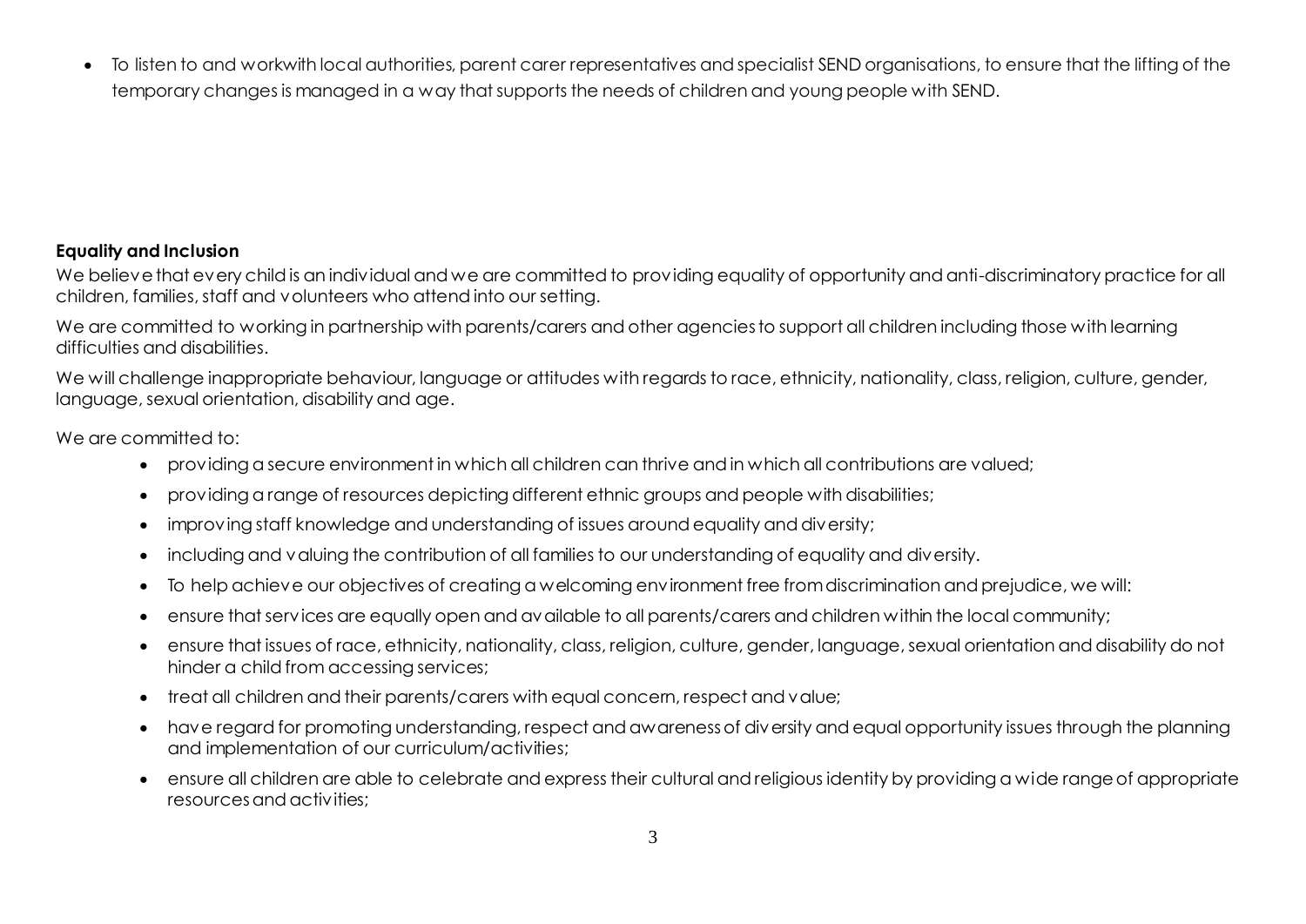- To listen to and workwith local authorities, parent carer representatives and specialist SEND organisations, to ensure that the lifting of the temporary changes is managed in a way that supports the needs of children and young people with SEND.

**Equality and Inclusion**

We believe that every child is an individual and we are committed to providing equality of opportunity and anti-discriminatory practice for all children, families, staff and volunteers who attend into our setting.

We are committed to working in partnership with parents/carers and other agencies to support all children including those with learning difficulties and disabilities.

We will challenge inappropriate behaviour, language or attitudes with regards to race, ethnicity, nationality, class, religion, culture, gender, language, sexual orientation, disability and age.

We are committed to:

- providing a secure environment in which all children can thrive and in which all contributions are valued;
- providing a range of resources depicting different ethnic groups and people with disabilities;
- improving staff knowledge and understanding of issues around equality and diversity;
- including and valuing the contribution of all families to our understanding of equality and diversity.
- To help achieve our objectives of creating a welcoming environment free from discrimination and prejudice, we will:
- ensure that services are equally open and available to all parents/carers and children within the local community;
- ensure that issues of race, ethnicity, nationality, class, religion, culture, gender, language, sexual orientation and disability do not hinder a child from accessing services;
- treat all children and their parents/carers with equal concern, respect and value;
- have regard for promoting understanding, respect and awareness of diversity and equal opportunity issues through the planning and implementation of our curriculum/activities;
- ensure all children are able to celebrate and express their cultural and religious identity by providing a wide range of appropriate resources and activities;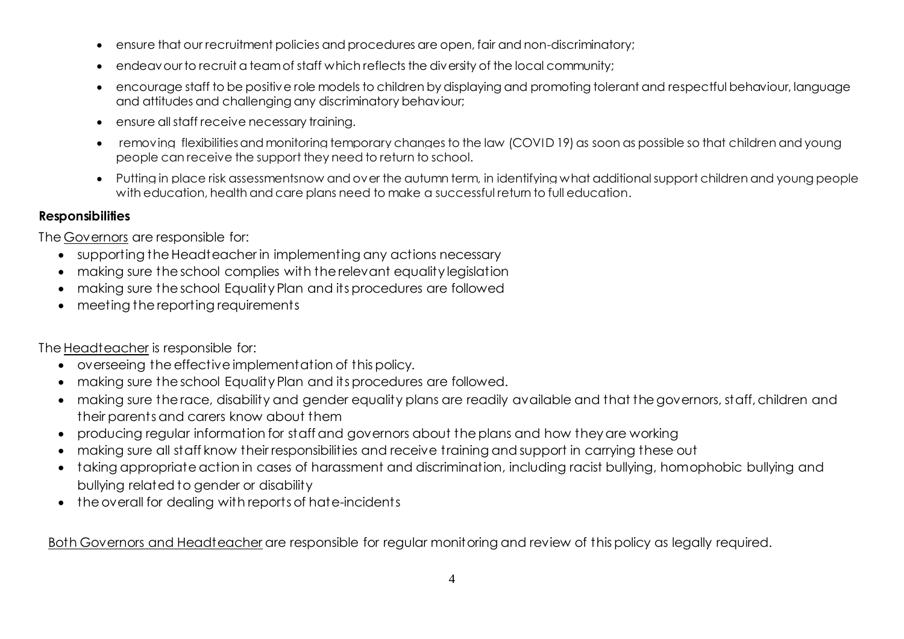- ensure that our recruitment policies and procedures are open, fair and non-discriminatory;
- endeavour to recruit a team of staff which reflects the diversity of the local community;
- encourage staff to be positive role models to children by displaying and promoting tolerant and respectful behaviour, language and attitudes and challenging any discriminatory behaviour;
- ensure all staff receive necessary training.
- removing flexibilities and monitoring temporary changes to the law (COVID 19) as soon as possible so that children and young people can receive the support they need to return to school.
- Putting in place risk assessmentsnow and over the autumn term, in identifying what additional support children and young people with education, health and care plans need to make a successful return to full education.

**Responsibilities**

The Governors are responsible for:

- supporting the Headteacher in implementing any actions necessary
- making sure the school complies with the relevant equality legislation
- making sure the school Equality Plan and its procedures are followed
- meeting the reporting requirements

The Headteacher is responsible for:

- overseeing the effective implementation of this policy.
- making sure the school Equality Plan and its procedures are followed.
- making sure the race, disability and gender equality plans are readily available and that the governors, staff, children and their parents and carers know about them
- producing regular information for staff and governors about the plans and how they are working
- making sure all staff know their responsibilities and receive training and support in carrying these out
- taking appropriate action in cases of harassment and discrimination, including racist bullying, homophobic bullying and bullying related to gender or disability
- the overall for dealing with reports of hate-incidents

Both Governors and Headteacher are responsible for regular monitoring and review of this policy as legally required.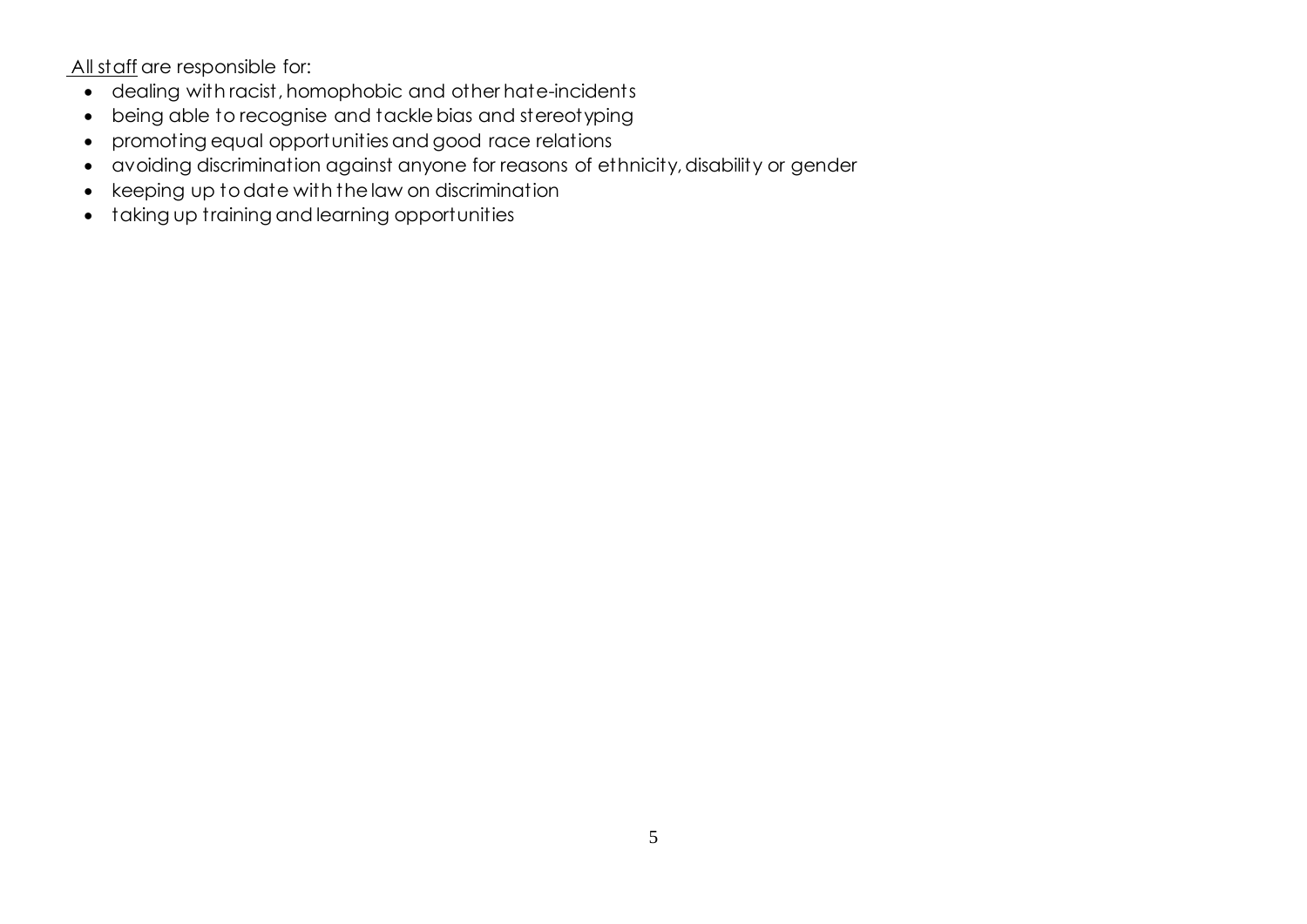<u>All staff</u> are responsible for:

- dealing with racist, homophobic and other hate-incidents
- being able to recognise and tackle bias and stereotyping
- promoting equal opportunities and good race relations
- avoiding discrimination against anyone for reasons of ethnicity, disability or gender
- keeping up to date with the law on discrimination
- taking up training and learning opportunities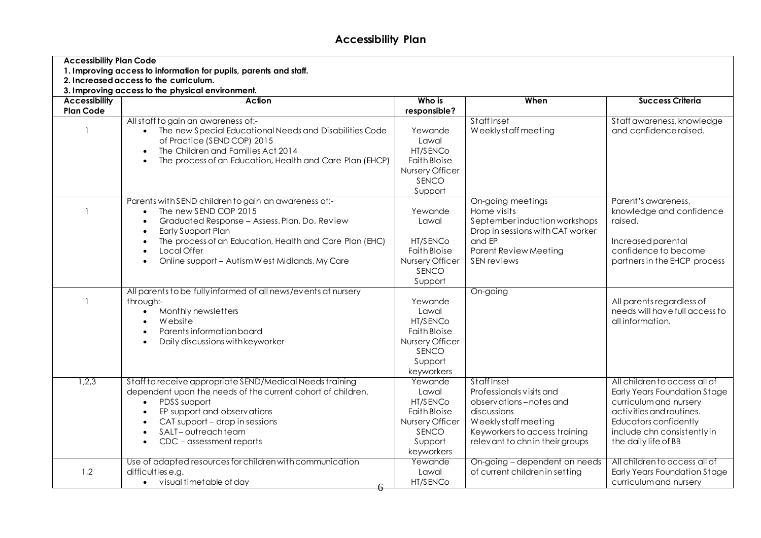# Accessibility Plan

**Accessibility Plan Code**
**1. Improving access to information for pupils, parents and staff.**
**2. Increased access to the curriculum.**
**3. Improving access to the physical environment.**

| Accessibility Plan Code | Action | Who is responsible? | When | Success Criteria |
|---|---|---|---|---|
| 1 | All staff to gain an awareness of:-<br>• The new Special Educational Needs and Disabilities Code of Practice (SEND COP) 2015<br>• The Children and Families Act 2014<br>• The process of an Education, Health and Care Plan (EHCP) | Yewande Lawal HT/SENCo<br>Faith Bloise Nursery Officer SENCO Support | Staff Inset<br>Weekly staff meeting | Staff awareness, knowledge and confidence raised. |
| 1 | Parents with SEND children to gain an awareness of:-<br>• The new SEND COP 2015<br>• Graduated Response – Assess, Plan, Do, Review<br>• Early Support Plan<br>• The process of an Education, Health and Care Plan (EHC)<br>• Local Offer<br>• Online support – Autism West Midlands, My Care | Yewande Lawal<br><br>HT/SENCo<br>Faith Bloise Nursery Officer SENCO Support | On-going meetings<br>Home visits<br>September induction workshops<br>Drop in sessions with CAT worker and EP<br>Parent Review Meeting<br>SEN reviews | Parent's awareness, knowledge and confidence raised.<br><br>Increased parental confidence to become partners in the EHCP process |
| 1 | All parents to be fully informed of all news/events at nursery through:-<br>• Monthly newsletters<br>• Website<br>• Parents information board<br>• Daily discussions with keyworker | Yewande Lawal HT/SENCo<br>Faith Bloise Nursery Officer SENCO Support keyworkers | On-going | All parents regardless of needs will have full access to all information. |
| 1,2,3 | Staff to receive appropriate SEND/Medical Needs training dependent upon the needs of the current cohort of children.<br>• PDSS support<br>• EP support and observations<br>• CAT support – drop in sessions<br>• SALT – outreach team<br>• CDC – assessment reports | Yewande Lawal HT/SENCo<br>Faith Bloise Nursery Officer SENCO Support keyworkers | Staff Inset<br>Professionals visits and observations – notes and discussions<br>Weekly staff meeting<br>Keyworkers to access training relevant to chn in their groups | All children to access all of Early Years Foundation Stage curriculum and nursery activities and routines.<br>Educators confidently include chn consistently in the daily life of BB |
| 1,2 | Use of adapted resources for children with communication difficulties e.g.<br>• visual timetable of day | Yewande Lawal HT/SENCo | On-going – dependent on needs of current children in setting | All children to access all of Early Years Foundation Stage curriculum and nursery |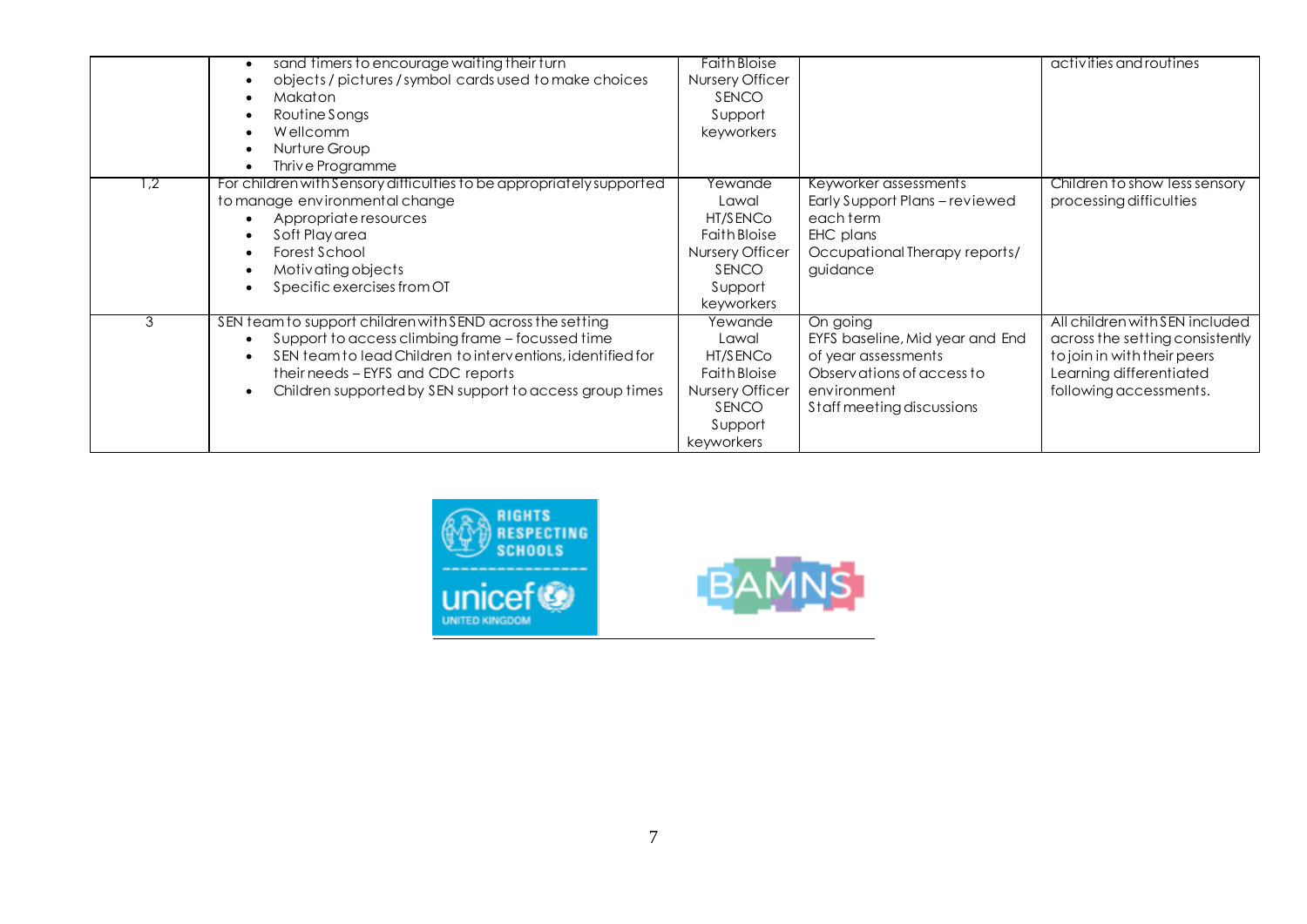| | | | | |
|---|---|---|---|---|
| | • sand timers to encourage waiting their turn<br>• objects / pictures / symbol cards used to make choices<br>• Makaton<br>• Routine Songs<br>• Wellcomm<br>• Nurture Group<br>• Thrive Programme | Faith Bloise<br>Nursery Officer<br>SENCO<br>Support<br>keyworkers | | activities and routines |
| 1,2 | For children with Sensory difficulties to be appropriately supported to manage environmental change<br>• Appropriate resources<br>• Soft Play area<br>• Forest School<br>• Motivating objects<br>• Specific exercises from OT | Yewande<br>Lawal<br>HT/SENCo<br>Faith Bloise<br>Nursery Officer<br>SENCO<br>Support<br>keyworkers | Keyworker assessments<br>Early Support Plans – reviewed each term<br>EHC plans<br>Occupational Therapy reports/ guidance | Children to show less sensory processing difficulties |
| 3 | SEN team to support children with SEND across the setting<br>• Support to access climbing frame – focussed time<br>• SEN team to lead Children to interventions, identified for their needs – EYFS and CDC reports<br>• Children supported by SEN support to access group times | Yewande<br>Lawal<br>HT/SENCo<br>Faith Bloise<br>Nursery Officer<br>SENCO<br>Support<br>keyworkers | On going<br>EYFS baseline, Mid year and End of year assessments<br>Observations of access to environment<br>Staff meeting discussions | All children with SEN included across the setting consistently to join in with their peers<br>Learning differentiated following accessments. |

RIGHTS RESPECTING SCHOOLS

unicef UNITED KINGDOM

BAMNS